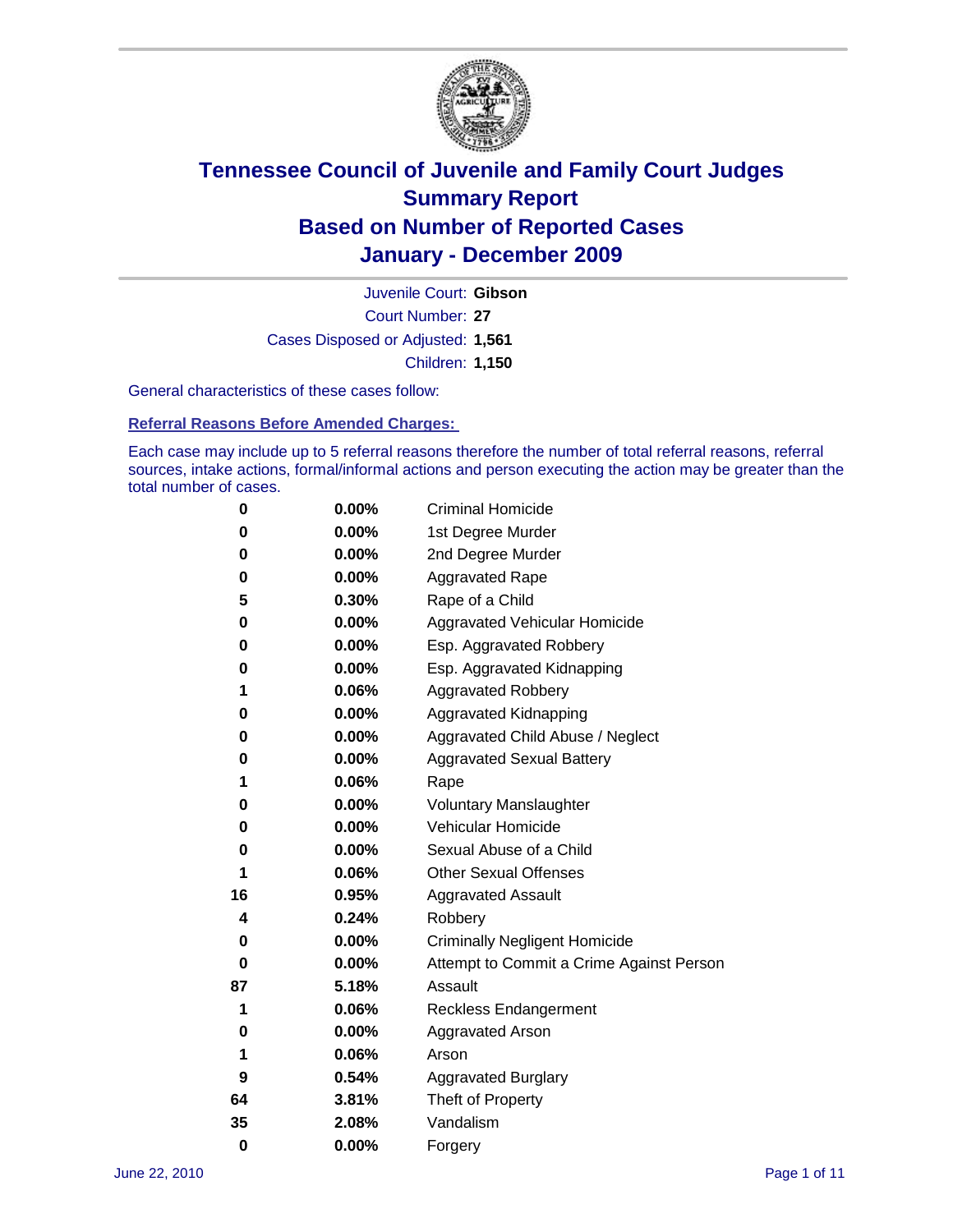# Tennessee Council of Juvenile and Family Court Judges
## Summary Report
## Based on Number of Reported Cases
## January - December 2009

Juvenile Court: **Gibson**

Court Number: **27**

Cases Disposed or Adjusted: **1,561**

Children: **1,150**

General characteristics of these cases follow:

### Referral Reasons Before Amended Charges:

Each case may include up to 5 referral reasons therefore the number of total referral reasons, referral sources, intake actions, formal/informal actions and person executing the action may be greater than the total number of cases.

| Count | Percent | Referral Reason |
|---|---|---|
| 0 | 0.00% | Criminal Homicide |
| 0 | 0.00% | 1st Degree Murder |
| 0 | 0.00% | 2nd Degree Murder |
| 0 | 0.00% | Aggravated Rape |
| 5 | 0.30% | Rape of a Child |
| 0 | 0.00% | Aggravated Vehicular Homicide |
| 0 | 0.00% | Esp. Aggravated Robbery |
| 0 | 0.00% | Esp. Aggravated Kidnapping |
| 1 | 0.06% | Aggravated Robbery |
| 0 | 0.00% | Aggravated Kidnapping |
| 0 | 0.00% | Aggravated Child Abuse / Neglect |
| 0 | 0.00% | Aggravated Sexual Battery |
| 1 | 0.06% | Rape |
| 0 | 0.00% | Voluntary Manslaughter |
| 0 | 0.00% | Vehicular Homicide |
| 0 | 0.00% | Sexual Abuse of a Child |
| 1 | 0.06% | Other Sexual Offenses |
| 16 | 0.95% | Aggravated Assault |
| 4 | 0.24% | Robbery |
| 0 | 0.00% | Criminally Negligent Homicide |
| 0 | 0.00% | Attempt to Commit a Crime Against Person |
| 87 | 5.18% | Assault |
| 1 | 0.06% | Reckless Endangerment |
| 0 | 0.00% | Aggravated Arson |
| 1 | 0.06% | Arson |
| 9 | 0.54% | Aggravated Burglary |
| 64 | 3.81% | Theft of Property |
| 35 | 2.08% | Vandalism |
| 0 | 0.00% | Forgery |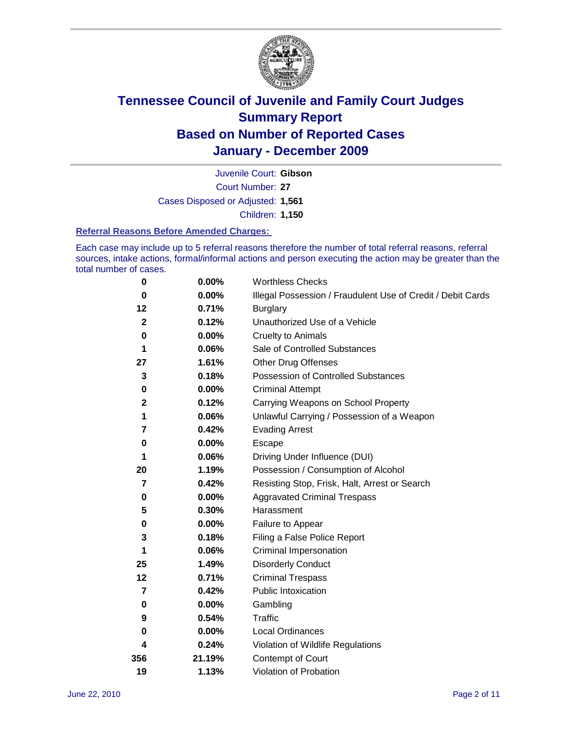# Tennessee Council of Juvenile and Family Court Judges
## Summary Report
## Based on Number of Reported Cases
## January - December 2009

Juvenile Court: **Gibson**

Court Number: **27**

Cases Disposed or Adjusted: **1,561**

Children: **1,150**

### Referral Reasons Before Amended Charges:

Each case may include up to 5 referral reasons therefore the number of total referral reasons, referral sources, intake actions, formal/informal actions and person executing the action may be greater than the total number of cases.

| | | |
|---|---|---|
| 0 | 0.00% | Worthless Checks |
| 0 | 0.00% | Illegal Possession / Fraudulent Use of Credit / Debit Cards |
| 12 | 0.71% | Burglary |
| 2 | 0.12% | Unauthorized Use of a Vehicle |
| 0 | 0.00% | Cruelty to Animals |
| 1 | 0.06% | Sale of Controlled Substances |
| 27 | 1.61% | Other Drug Offenses |
| 3 | 0.18% | Possession of Controlled Substances |
| 0 | 0.00% | Criminal Attempt |
| 2 | 0.12% | Carrying Weapons on School Property |
| 1 | 0.06% | Unlawful Carrying / Possession of a Weapon |
| 7 | 0.42% | Evading Arrest |
| 0 | 0.00% | Escape |
| 1 | 0.06% | Driving Under Influence (DUI) |
| 20 | 1.19% | Possession / Consumption of Alcohol |
| 7 | 0.42% | Resisting Stop, Frisk, Halt, Arrest or Search |
| 0 | 0.00% | Aggravated Criminal Trespass |
| 5 | 0.30% | Harassment |
| 0 | 0.00% | Failure to Appear |
| 3 | 0.18% | Filing a False Police Report |
| 1 | 0.06% | Criminal Impersonation |
| 25 | 1.49% | Disorderly Conduct |
| 12 | 0.71% | Criminal Trespass |
| 7 | 0.42% | Public Intoxication |
| 0 | 0.00% | Gambling |
| 9 | 0.54% | Traffic |
| 0 | 0.00% | Local Ordinances |
| 4 | 0.24% | Violation of Wildlife Regulations |
| 356 | 21.19% | Contempt of Court |
| 19 | 1.13% | Violation of Probation |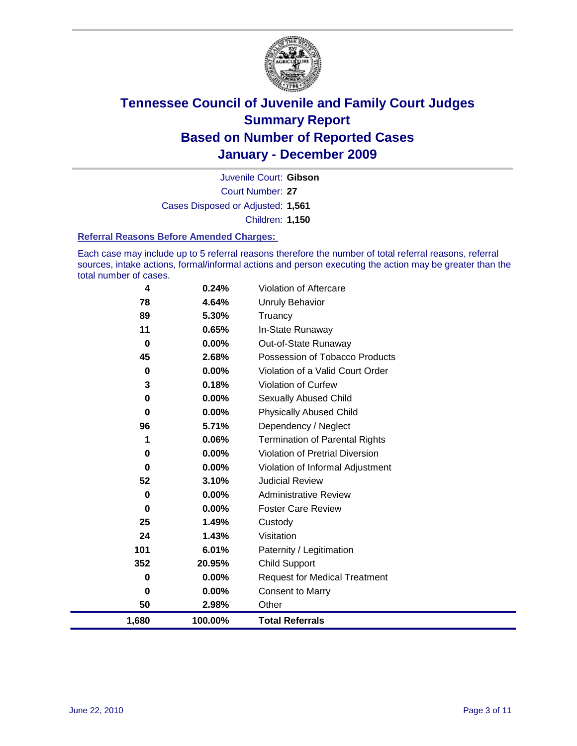# Tennessee Council of Juvenile and Family Court Judges
## Summary Report
## Based on Number of Reported Cases
## January - December 2009

Juvenile Court: **Gibson**

Court Number: **27**

Cases Disposed or Adjusted: **1,561**

Children: **1,150**

### Referral Reasons Before Amended Charges:

Each case may include up to 5 referral reasons therefore the number of total referral reasons, referral sources, intake actions, formal/informal actions and person executing the action may be greater than the total number of cases.

| Count | Percent | Referral Reason |
|---|---|---|
| 4 | 0.24% | Violation of Aftercare |
| 78 | 4.64% | Unruly Behavior |
| 89 | 5.30% | Truancy |
| 11 | 0.65% | In-State Runaway |
| 0 | 0.00% | Out-of-State Runaway |
| 45 | 2.68% | Possession of Tobacco Products |
| 0 | 0.00% | Violation of a Valid Court Order |
| 3 | 0.18% | Violation of Curfew |
| 0 | 0.00% | Sexually Abused Child |
| 0 | 0.00% | Physically Abused Child |
| 96 | 5.71% | Dependency / Neglect |
| 1 | 0.06% | Termination of Parental Rights |
| 0 | 0.00% | Violation of Pretrial Diversion |
| 0 | 0.00% | Violation of Informal Adjustment |
| 52 | 3.10% | Judicial Review |
| 0 | 0.00% | Administrative Review |
| 0 | 0.00% | Foster Care Review |
| 25 | 1.49% | Custody |
| 24 | 1.43% | Visitation |
| 101 | 6.01% | Paternity / Legitimation |
| 352 | 20.95% | Child Support |
| 0 | 0.00% | Request for Medical Treatment |
| 0 | 0.00% | Consent to Marry |
| 50 | 2.98% | Other |
| **1,680** | **100.00%** | **Total Referrals** |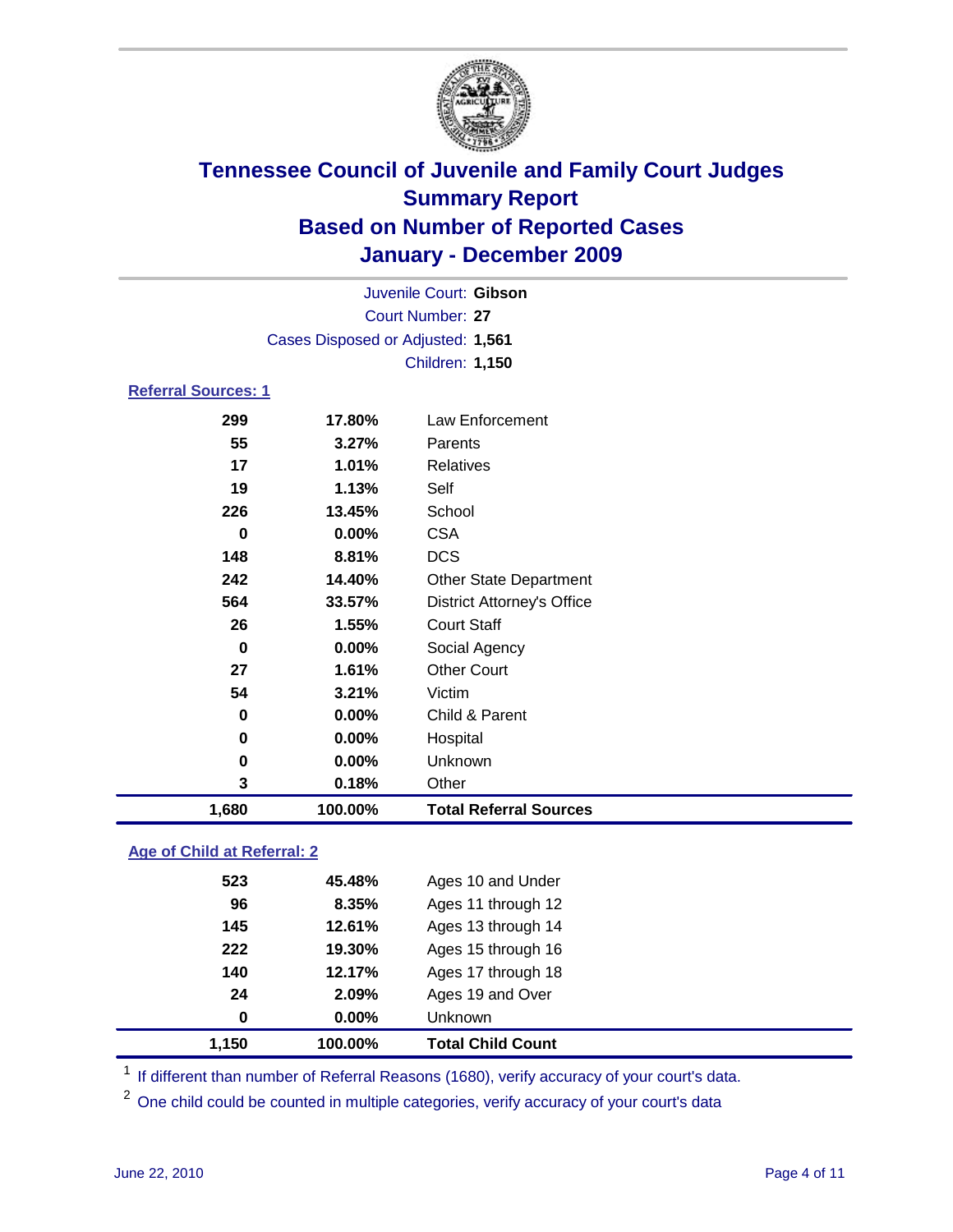# Tennessee Council of Juvenile and Family Court Judges
## Summary Report
## Based on Number of Reported Cases
## January - December 2009

Juvenile Court: **Gibson**

Court Number: **27**

Cases Disposed or Adjusted: **1,561**

Children: **1,150**

### Referral Sources: 1

| Count | Percent | Source |
|---|---|---|
| 299 | 17.80% | Law Enforcement |
| 55 | 3.27% | Parents |
| 17 | 1.01% | Relatives |
| 19 | 1.13% | Self |
| 226 | 13.45% | School |
| 0 | 0.00% | CSA |
| 148 | 8.81% | DCS |
| 242 | 14.40% | Other State Department |
| 564 | 33.57% | District Attorney's Office |
| 26 | 1.55% | Court Staff |
| 0 | 0.00% | Social Agency |
| 27 | 1.61% | Other Court |
| 54 | 3.21% | Victim |
| 0 | 0.00% | Child & Parent |
| 0 | 0.00% | Hospital |
| 0 | 0.00% | Unknown |
| 3 | 0.18% | Other |
| **1,680** | **100.00%** | **Total Referral Sources** |

### Age of Child at Referral: 2

| Count | Percent | Age |
|---|---|---|
| 523 | 45.48% | Ages 10 and Under |
| 96 | 8.35% | Ages 11 through 12 |
| 145 | 12.61% | Ages 13 through 14 |
| 222 | 19.30% | Ages 15 through 16 |
| 140 | 12.17% | Ages 17 through 18 |
| 24 | 2.09% | Ages 19 and Over |
| 0 | 0.00% | Unknown |
| **1,150** | **100.00%** | **Total Child Count** |

[1] If different than number of Referral Reasons (1680), verify accuracy of your court's data.

[2] One child could be counted in multiple categories, verify accuracy of your court's data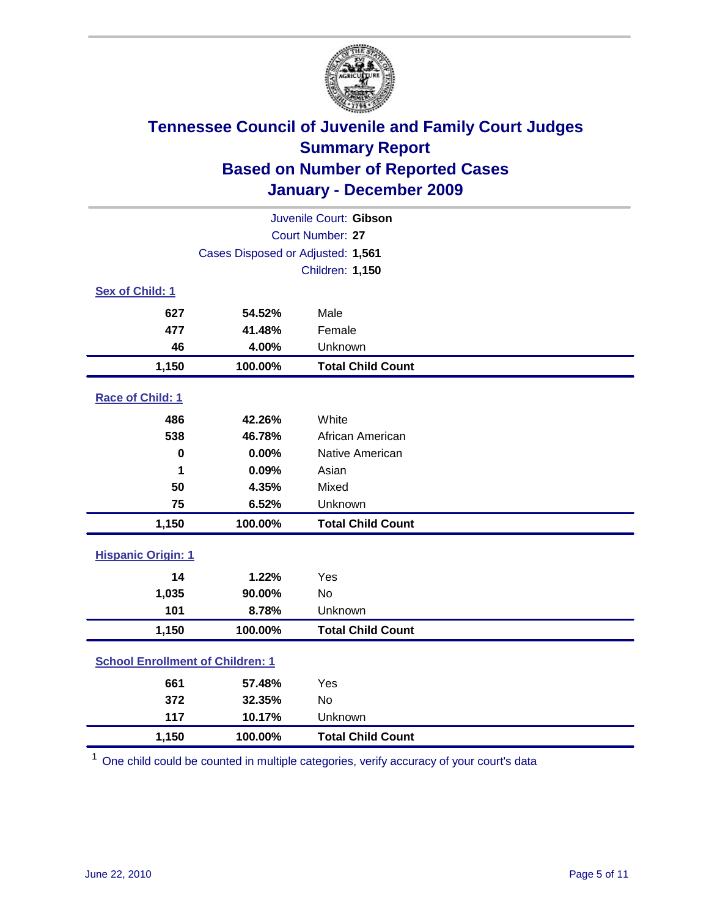# Tennessee Council of Juvenile and Family Court Judges
## Summary Report
## Based on Number of Reported Cases
## January - December 2009

Juvenile Court: **Gibson**
Court Number: **27**
Cases Disposed or Adjusted: **1,561**
Children: **1,150**

### Sex of Child: 1

| Count | Percent | Category |
|---|---|---|
| 627 | 54.52% | Male |
| 477 | 41.48% | Female |
| 46 | 4.00% | Unknown |
| **1,150** | **100.00%** | **Total Child Count** |

### Race of Child: 1

| Count | Percent | Category |
|---|---|---|
| 486 | 42.26% | White |
| 538 | 46.78% | African American |
| 0 | 0.00% | Native American |
| 1 | 0.09% | Asian |
| 50 | 4.35% | Mixed |
| 75 | 6.52% | Unknown |
| **1,150** | **100.00%** | **Total Child Count** |

### Hispanic Origin: 1

| Count | Percent | Category |
|---|---|---|
| 14 | 1.22% | Yes |
| 1,035 | 90.00% | No |
| 101 | 8.78% | Unknown |
| **1,150** | **100.00%** | **Total Child Count** |

### School Enrollment of Children: 1

| Count | Percent | Category |
|---|---|---|
| 661 | 57.48% | Yes |
| 372 | 32.35% | No |
| 117 | 10.17% | Unknown |
| **1,150** | **100.00%** | **Total Child Count** |

[1] One child could be counted in multiple categories, verify accuracy of your court's data

June 22, 2010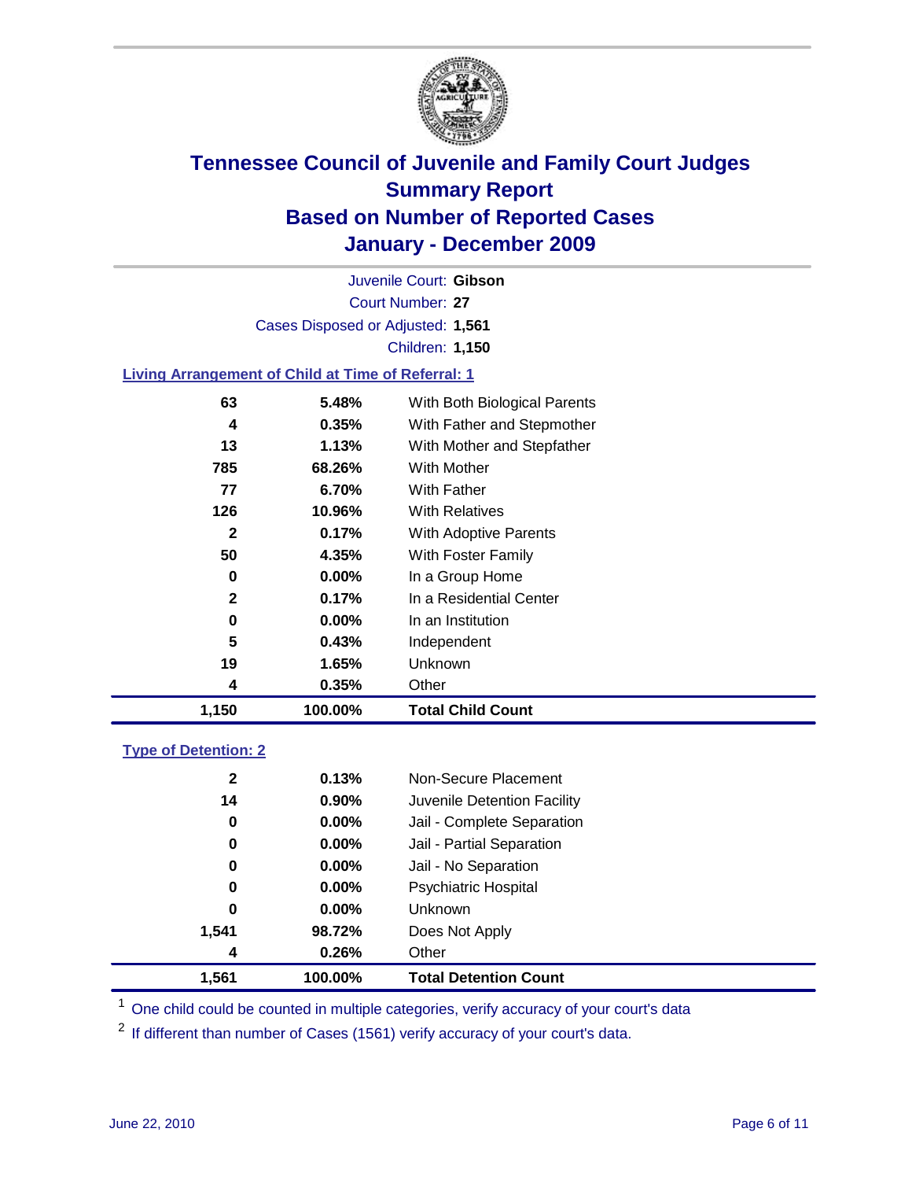# Tennessee Council of Juvenile and Family Court Judges
## Summary Report
## Based on Number of Reported Cases
## January - December 2009

Juvenile Court: **Gibson**

Court Number: **27**

Cases Disposed or Adjusted: **1,561**

Children: **1,150**

### Living Arrangement of Child at Time of Referral: 1

| Count | Percent | Category |
|---|---|---|
| 63 | 5.48% | With Both Biological Parents |
| 4 | 0.35% | With Father and Stepmother |
| 13 | 1.13% | With Mother and Stepfather |
| 785 | 68.26% | With Mother |
| 77 | 6.70% | With Father |
| 126 | 10.96% | With Relatives |
| 2 | 0.17% | With Adoptive Parents |
| 50 | 4.35% | With Foster Family |
| 0 | 0.00% | In a Group Home |
| 2 | 0.17% | In a Residential Center |
| 0 | 0.00% | In an Institution |
| 5 | 0.43% | Independent |
| 19 | 1.65% | Unknown |
| 4 | 0.35% | Other |
| **1,150** | **100.00%** | **Total Child Count** |

### Type of Detention: 2

| Count | Percent | Category |
|---|---|---|
| 2 | 0.13% | Non-Secure Placement |
| 14 | 0.90% | Juvenile Detention Facility |
| 0 | 0.00% | Jail - Complete Separation |
| 0 | 0.00% | Jail - Partial Separation |
| 0 | 0.00% | Jail - No Separation |
| 0 | 0.00% | Psychiatric Hospital |
| 0 | 0.00% | Unknown |
| 1,541 | 98.72% | Does Not Apply |
| 4 | 0.26% | Other |
| **1,561** | **100.00%** | **Total Detention Count** |

[1] One child could be counted in multiple categories, verify accuracy of your court's data

[2] If different than number of Cases (1561) verify accuracy of your court's data.

June 22, 2010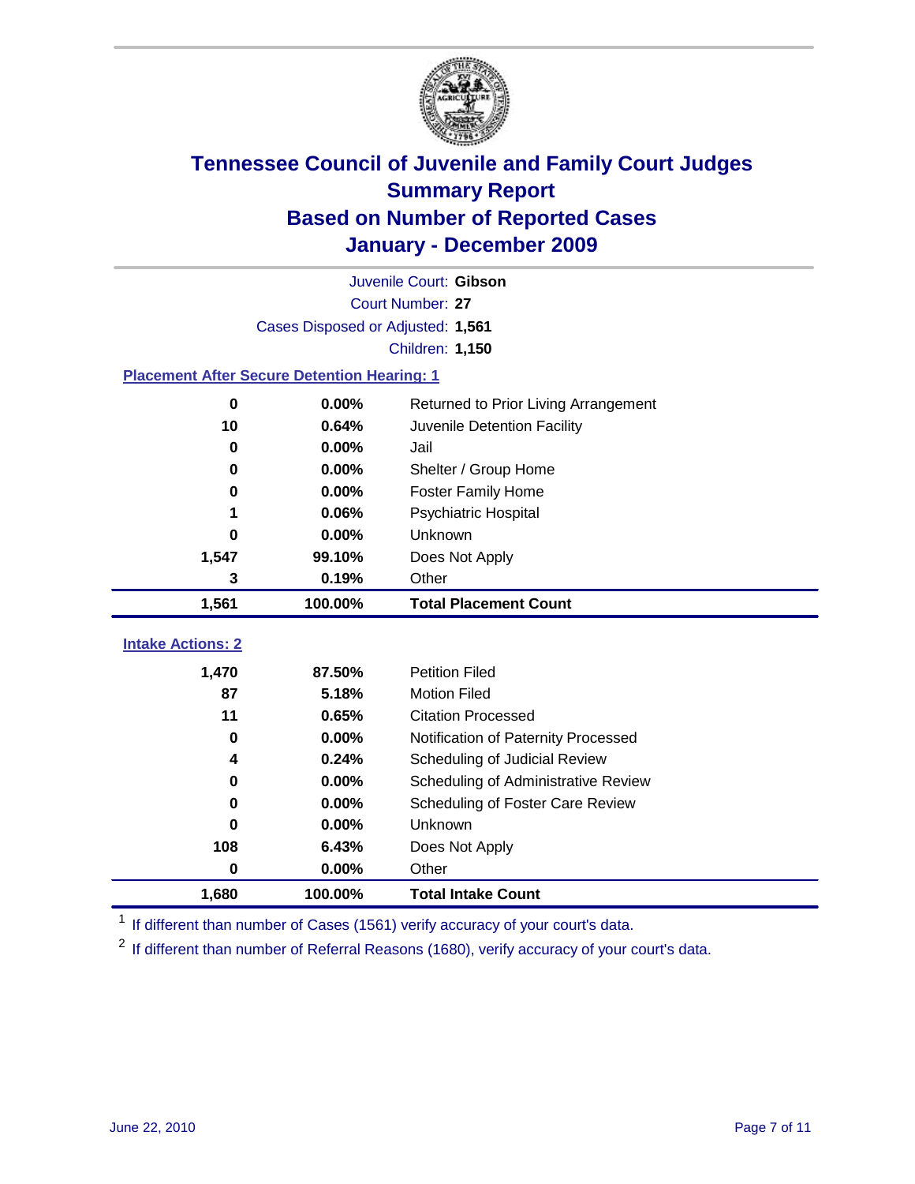# Tennessee Council of Juvenile and Family Court Judges
## Summary Report
## Based on Number of Reported Cases
## January - December 2009

Juvenile Court: **Gibson**

Court Number: **27**

Cases Disposed or Adjusted: **1,561**

Children: **1,150**

### Placement After Secure Detention Hearing: 1

| Count | Percent | Placement |
|---|---|---|
| 0 | 0.00% | Returned to Prior Living Arrangement |
| 10 | 0.64% | Juvenile Detention Facility |
| 0 | 0.00% | Jail |
| 0 | 0.00% | Shelter / Group Home |
| 0 | 0.00% | Foster Family Home |
| 1 | 0.06% | Psychiatric Hospital |
| 0 | 0.00% | Unknown |
| 1,547 | 99.10% | Does Not Apply |
| 3 | 0.19% | Other |
| **1,561** | **100.00%** | **Total Placement Count** |

### Intake Actions: 2

| Count | Percent | Intake Action |
|---|---|---|
| 1,470 | 87.50% | Petition Filed |
| 87 | 5.18% | Motion Filed |
| 11 | 0.65% | Citation Processed |
| 0 | 0.00% | Notification of Paternity Processed |
| 4 | 0.24% | Scheduling of Judicial Review |
| 0 | 0.00% | Scheduling of Administrative Review |
| 0 | 0.00% | Scheduling of Foster Care Review |
| 0 | 0.00% | Unknown |
| 108 | 6.43% | Does Not Apply |
| 0 | 0.00% | Other |
| **1,680** | **100.00%** | **Total Intake Count** |

[1] If different than number of Cases (1561) verify accuracy of your court's data.

[2] If different than number of Referral Reasons (1680), verify accuracy of your court's data.

June 22, 2010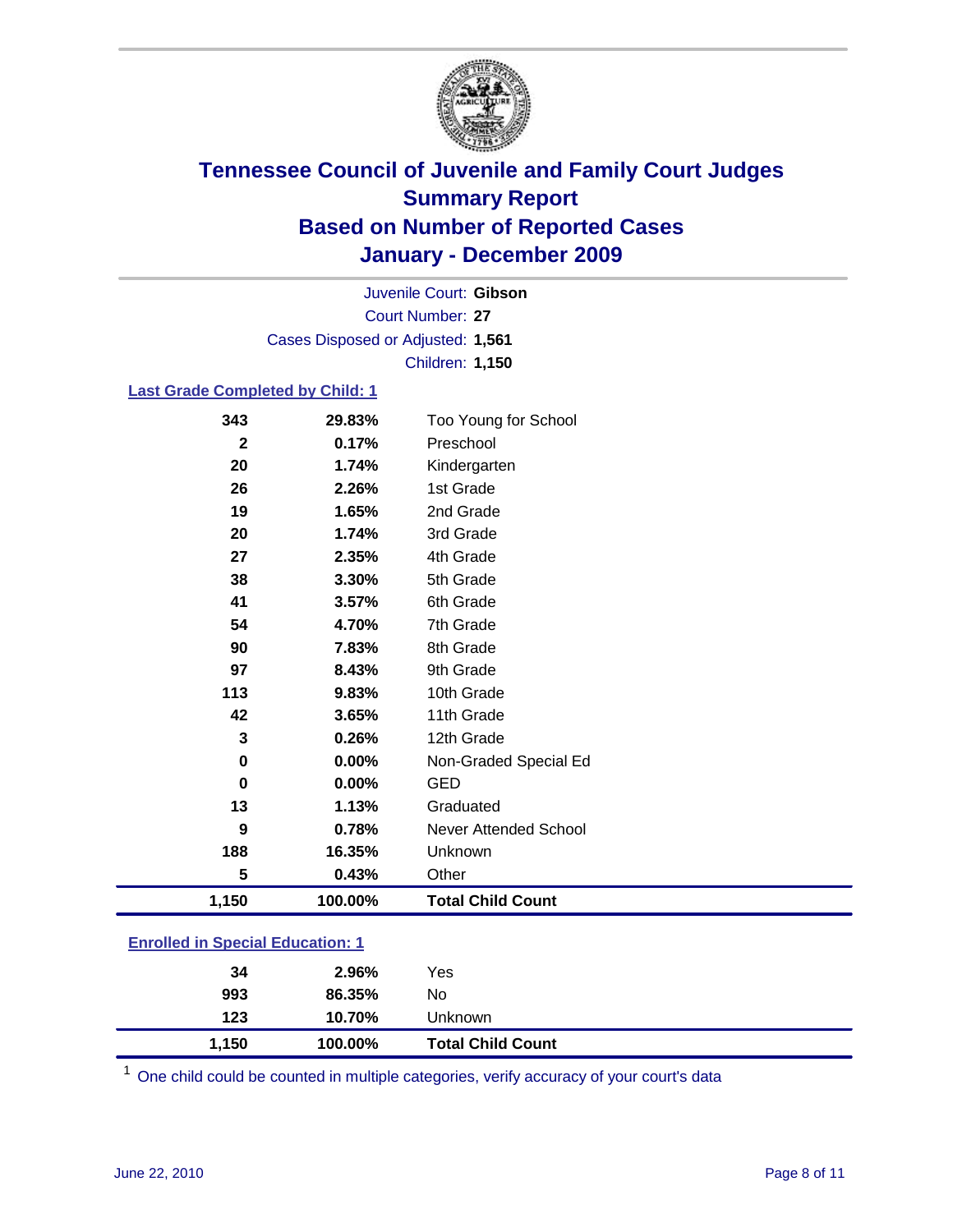# Tennessee Council of Juvenile and Family Court Judges
## Summary Report
## Based on Number of Reported Cases
## January - December 2009

Juvenile Court: **Gibson**
Court Number: **27**
Cases Disposed or Adjusted: **1,561**
Children: **1,150**

### Last Grade Completed by Child: 1

| Count | Percent | Category |
|---|---|---|
| 343 | 29.83% | Too Young for School |
| 2 | 0.17% | Preschool |
| 20 | 1.74% | Kindergarten |
| 26 | 2.26% | 1st Grade |
| 19 | 1.65% | 2nd Grade |
| 20 | 1.74% | 3rd Grade |
| 27 | 2.35% | 4th Grade |
| 38 | 3.30% | 5th Grade |
| 41 | 3.57% | 6th Grade |
| 54 | 4.70% | 7th Grade |
| 90 | 7.83% | 8th Grade |
| 97 | 8.43% | 9th Grade |
| 113 | 9.83% | 10th Grade |
| 42 | 3.65% | 11th Grade |
| 3 | 0.26% | 12th Grade |
| 0 | 0.00% | Non-Graded Special Ed |
| 0 | 0.00% | GED |
| 13 | 1.13% | Graduated |
| 9 | 0.78% | Never Attended School |
| 188 | 16.35% | Unknown |
| 5 | 0.43% | Other |
| **1,150** | **100.00%** | **Total Child Count** |

### Enrolled in Special Education: 1

| Count | Percent | Category |
|---|---|---|
| 34 | 2.96% | Yes |
| 993 | 86.35% | No |
| 123 | 10.70% | Unknown |
| **1,150** | **100.00%** | **Total Child Count** |

[1] One child could be counted in multiple categories, verify accuracy of your court's data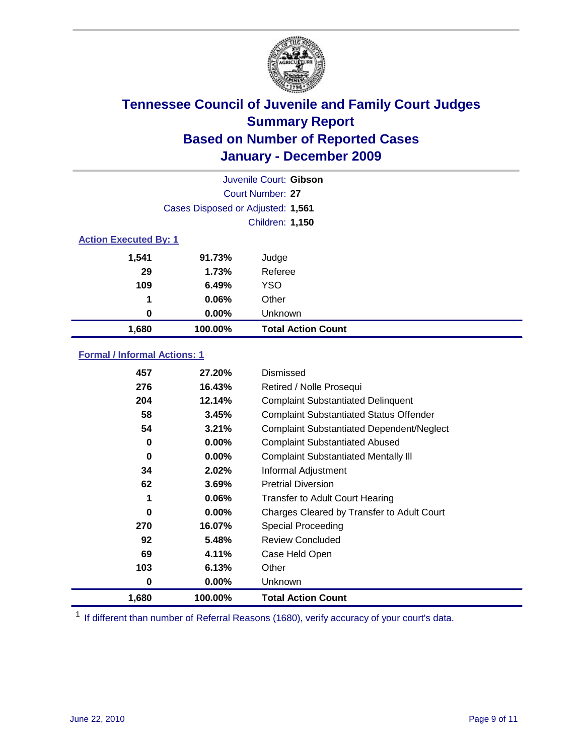# Tennessee Council of Juvenile and Family Court Judges
## Summary Report
## Based on Number of Reported Cases
## January - December 2009

Juvenile Court: **Gibson**
Court Number: **27**
Cases Disposed or Adjusted: **1,561**
Children: **1,150**

### Action Executed By: 1

| | | |
|---|---|---|
| 1,541 | 91.73% | Judge |
| 29 | 1.73% | Referee |
| 109 | 6.49% | YSO |
| 1 | 0.06% | Other |
| 0 | 0.00% | Unknown |
| **1,680** | **100.00%** | **Total Action Count** |

### Formal / Informal Actions: 1

| | | |
|---|---|---|
| 457 | 27.20% | Dismissed |
| 276 | 16.43% | Retired / Nolle Prosequi |
| 204 | 12.14% | Complaint Substantiated Delinquent |
| 58 | 3.45% | Complaint Substantiated Status Offender |
| 54 | 3.21% | Complaint Substantiated Dependent/Neglect |
| 0 | 0.00% | Complaint Substantiated Abused |
| 0 | 0.00% | Complaint Substantiated Mentally Ill |
| 34 | 2.02% | Informal Adjustment |
| 62 | 3.69% | Pretrial Diversion |
| 1 | 0.06% | Transfer to Adult Court Hearing |
| 0 | 0.00% | Charges Cleared by Transfer to Adult Court |
| 270 | 16.07% | Special Proceeding |
| 92 | 5.48% | Review Concluded |
| 69 | 4.11% | Case Held Open |
| 103 | 6.13% | Other |
| 0 | 0.00% | Unknown |
| **1,680** | **100.00%** | **Total Action Count** |

[1] If different than number of Referral Reasons (1680), verify accuracy of your court's data.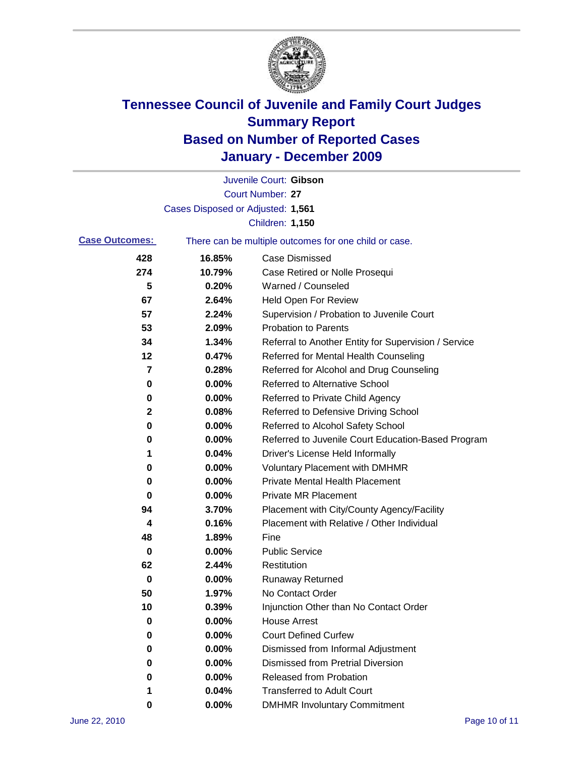# Tennessee Council of Juvenile and Family Court Judges
## Summary Report
## Based on Number of Reported Cases
## January - December 2009

Juvenile Court: **Gibson**

Court Number: **27**

Cases Disposed or Adjusted: **1,561**

Children: **1,150**

**Case Outcomes:** There can be multiple outcomes for one child or case.

| Count | Percent | Outcome |
|---|---|---|
| 428 | 16.85% | Case Dismissed |
| 274 | 10.79% | Case Retired or Nolle Prosequi |
| 5 | 0.20% | Warned / Counseled |
| 67 | 2.64% | Held Open For Review |
| 57 | 2.24% | Supervision / Probation to Juvenile Court |
| 53 | 2.09% | Probation to Parents |
| 34 | 1.34% | Referral to Another Entity for Supervision / Service |
| 12 | 0.47% | Referred for Mental Health Counseling |
| 7 | 0.28% | Referred for Alcohol and Drug Counseling |
| 0 | 0.00% | Referred to Alternative School |
| 0 | 0.00% | Referred to Private Child Agency |
| 2 | 0.08% | Referred to Defensive Driving School |
| 0 | 0.00% | Referred to Alcohol Safety School |
| 0 | 0.00% | Referred to Juvenile Court Education-Based Program |
| 1 | 0.04% | Driver's License Held Informally |
| 0 | 0.00% | Voluntary Placement with DMHMR |
| 0 | 0.00% | Private Mental Health Placement |
| 0 | 0.00% | Private MR Placement |
| 94 | 3.70% | Placement with City/County Agency/Facility |
| 4 | 0.16% | Placement with Relative / Other Individual |
| 48 | 1.89% | Fine |
| 0 | 0.00% | Public Service |
| 62 | 2.44% | Restitution |
| 0 | 0.00% | Runaway Returned |
| 50 | 1.97% | No Contact Order |
| 10 | 0.39% | Injunction Other than No Contact Order |
| 0 | 0.00% | House Arrest |
| 0 | 0.00% | Court Defined Curfew |
| 0 | 0.00% | Dismissed from Informal Adjustment |
| 0 | 0.00% | Dismissed from Pretrial Diversion |
| 0 | 0.00% | Released from Probation |
| 1 | 0.04% | Transferred to Adult Court |
| 0 | 0.00% | DMHMR Involuntary Commitment |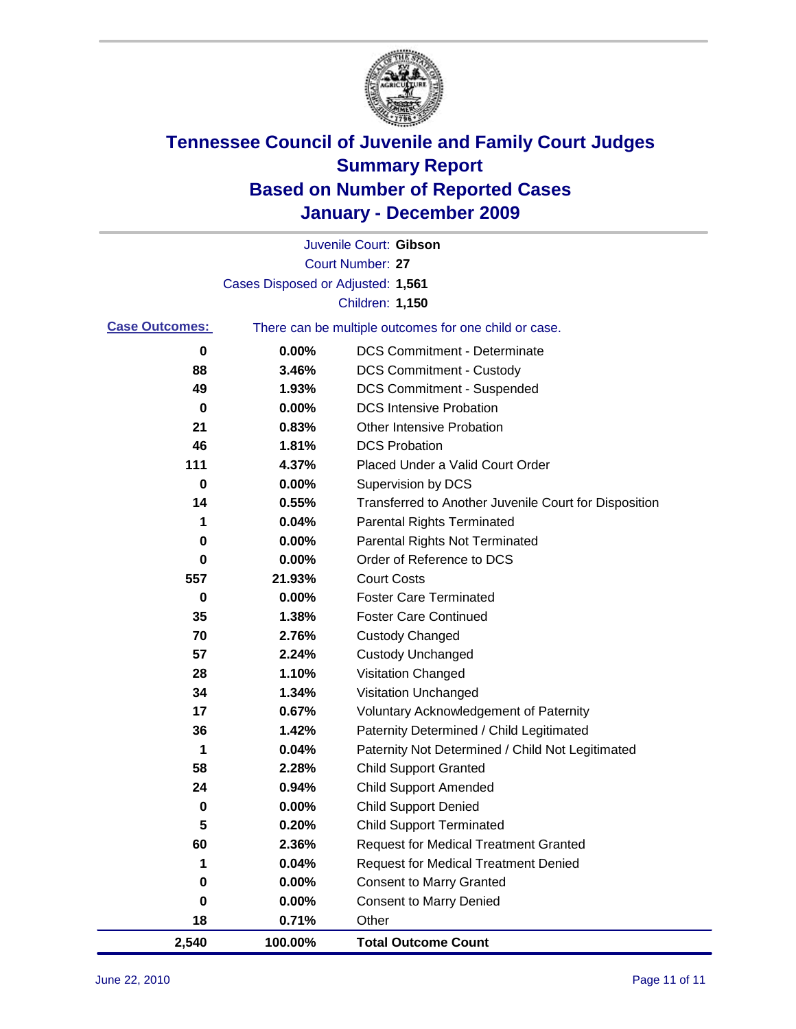# Tennessee Council of Juvenile and Family Court Judges
## Summary Report
## Based on Number of Reported Cases
## January - December 2009

Juvenile Court: **Gibson**

Court Number: **27**

Cases Disposed or Adjusted: **1,561**

Children: **1,150**

**Case Outcomes:** There can be multiple outcomes for one child or case.

| | | |
|---|---|---|
| 0 | 0.00% | DCS Commitment - Determinate |
| 88 | 3.46% | DCS Commitment - Custody |
| 49 | 1.93% | DCS Commitment - Suspended |
| 0 | 0.00% | DCS Intensive Probation |
| 21 | 0.83% | Other Intensive Probation |
| 46 | 1.81% | DCS Probation |
| 111 | 4.37% | Placed Under a Valid Court Order |
| 0 | 0.00% | Supervision by DCS |
| 14 | 0.55% | Transferred to Another Juvenile Court for Disposition |
| 1 | 0.04% | Parental Rights Terminated |
| 0 | 0.00% | Parental Rights Not Terminated |
| 0 | 0.00% | Order of Reference to DCS |
| 557 | 21.93% | Court Costs |
| 0 | 0.00% | Foster Care Terminated |
| 35 | 1.38% | Foster Care Continued |
| 70 | 2.76% | Custody Changed |
| 57 | 2.24% | Custody Unchanged |
| 28 | 1.10% | Visitation Changed |
| 34 | 1.34% | Visitation Unchanged |
| 17 | 0.67% | Voluntary Acknowledgement of Paternity |
| 36 | 1.42% | Paternity Determined / Child Legitimated |
| 1 | 0.04% | Paternity Not Determined / Child Not Legitimated |
| 58 | 2.28% | Child Support Granted |
| 24 | 0.94% | Child Support Amended |
| 0 | 0.00% | Child Support Denied |
| 5 | 0.20% | Child Support Terminated |
| 60 | 2.36% | Request for Medical Treatment Granted |
| 1 | 0.04% | Request for Medical Treatment Denied |
| 0 | 0.00% | Consent to Marry Granted |
| 0 | 0.00% | Consent to Marry Denied |
| 18 | 0.71% | Other |
| **2,540** | **100.00%** | **Total Outcome Count** |

June 22, 2010